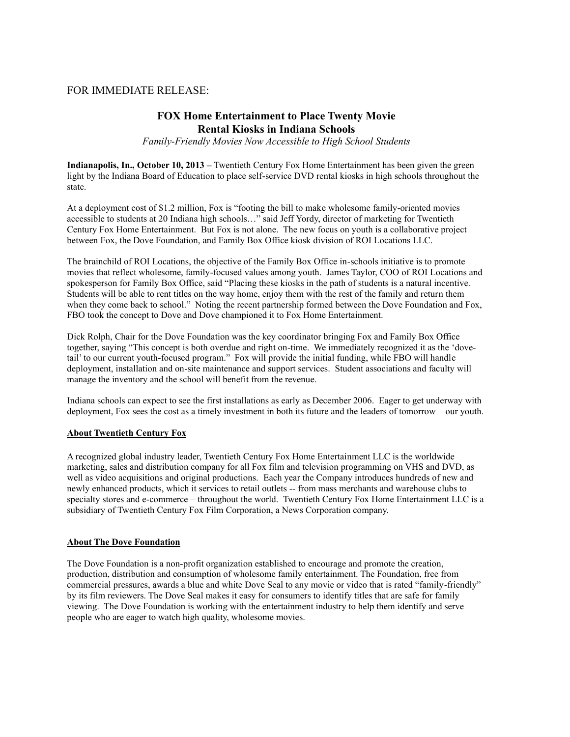FOR IMMEDIATE RELEASE:

# FOX Home Entertainment to Place Twenty Movie Rental Kiosks in Indiana Schools

*Family-Friendly Movies Now Accessible to High School Students*

**Indianapolis, In., October 10, 2013 –** Twentieth Century Fox Home Entertainment has been given the green light by the Indiana Board of Education to place self-service DVD rental kiosks in high schools throughout the state.

At a deployment cost of $1.2 million, Fox is "footing the bill to make wholesome family-oriented movies accessible to students at 20 Indiana high schools…" said Jeff Yordy, director of marketing for Twentieth Century Fox Home Entertainment. But Fox is not alone. The new focus on youth is a collaborative project between Fox, the Dove Foundation, and Family Box Office kiosk division of ROI Locations LLC.

The brainchild of ROI Locations, the objective of the Family Box Office in-schools initiative is to promote movies that reflect wholesome, family-focused values among youth. James Taylor, COO of ROI Locations and spokesperson for Family Box Office, said "Placing these kiosks in the path of students is a natural incentive. Students will be able to rent titles on the way home, enjoy them with the rest of the family and return them when they come back to school." Noting the recent partnership formed between the Dove Foundation and Fox, FBO took the concept to Dove and Dove championed it to Fox Home Entertainment.

Dick Rolph, Chair for the Dove Foundation was the key coordinator bringing Fox and Family Box Office together, saying "This concept is both overdue and right on-time. We immediately recognized it as the 'dove-tail' to our current youth-focused program." Fox will provide the initial funding, while FBO will handle deployment, installation and on-site maintenance and support services. Student associations and faculty will manage the inventory and the school will benefit from the revenue.

Indiana schools can expect to see the first installations as early as December 2006. Eager to get underway with deployment, Fox sees the cost as a timely investment in both its future and the leaders of tomorrow – our youth.

## About Twentieth Century Fox

A recognized global industry leader, Twentieth Century Fox Home Entertainment LLC is the worldwide marketing, sales and distribution company for all Fox film and television programming on VHS and DVD, as well as video acquisitions and original productions. Each year the Company introduces hundreds of new and newly enhanced products, which it services to retail outlets -- from mass merchants and warehouse clubs to specialty stores and e-commerce – throughout the world. Twentieth Century Fox Home Entertainment LLC is a subsidiary of Twentieth Century Fox Film Corporation, a News Corporation company.

## About The Dove Foundation

The Dove Foundation is a non-profit organization established to encourage and promote the creation, production, distribution and consumption of wholesome family entertainment. The Foundation, free from commercial pressures, awards a blue and white Dove Seal to any movie or video that is rated "family-friendly" by its film reviewers. The Dove Seal makes it easy for consumers to identify titles that are safe for family viewing. The Dove Foundation is working with the entertainment industry to help them identify and serve people who are eager to watch high quality, wholesome movies.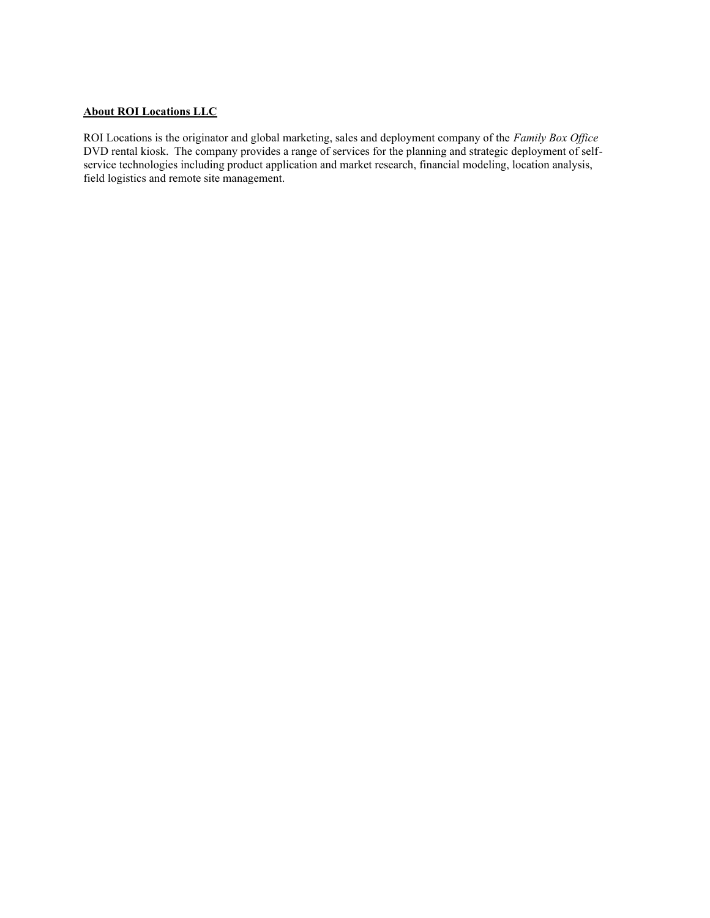**About ROI Locations LLC**

ROI Locations is the originator and global marketing, sales and deployment company of the *Family Box Office* DVD rental kiosk. The company provides a range of services for the planning and strategic deployment of self-service technologies including product application and market research, financial modeling, location analysis, field logistics and remote site management.